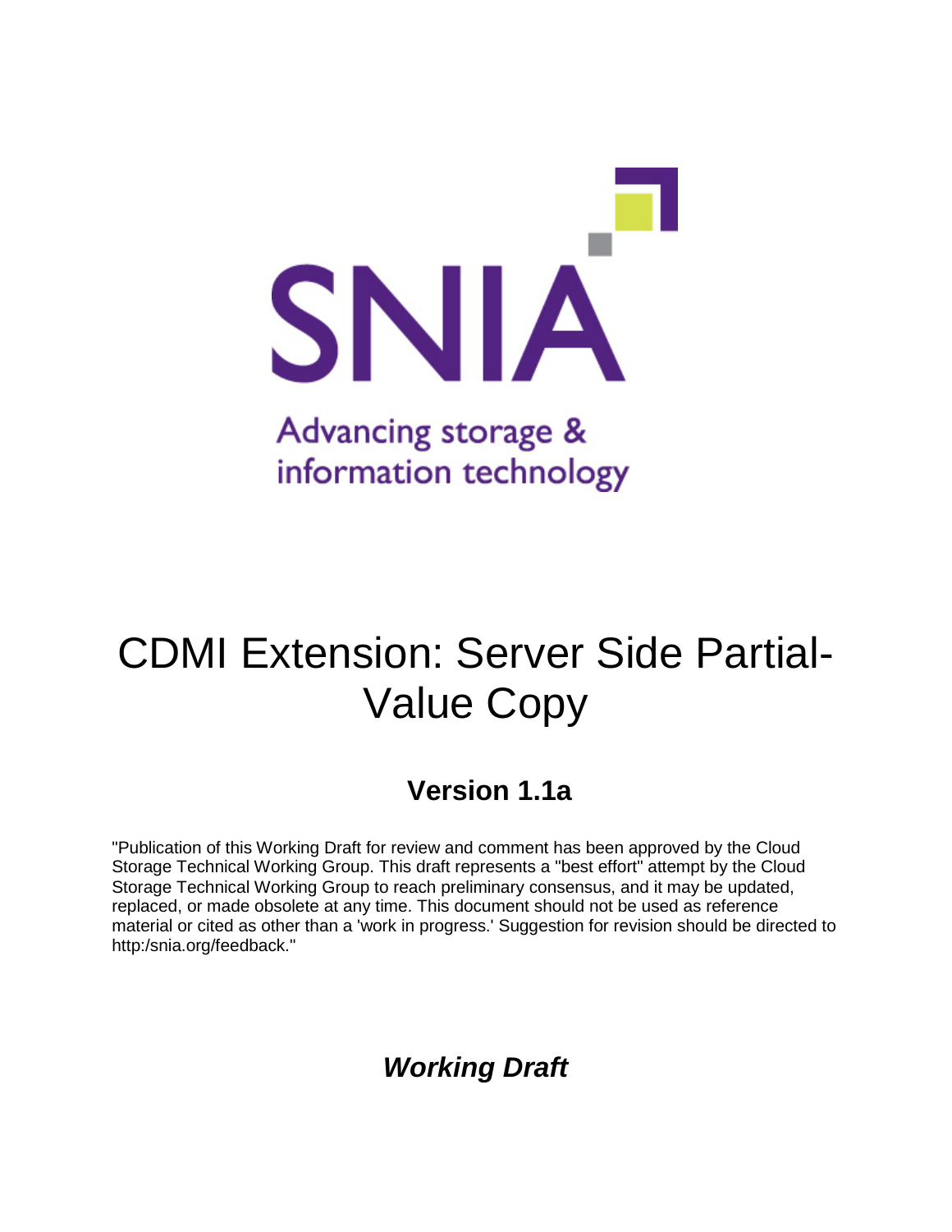SNIA

Advancing storage & information technology

# CDMI Extension: Server Side Partial-Value Copy

## Version 1.1a

"Publication of this Working Draft for review and comment has been approved by the Cloud Storage Technical Working Group. This draft represents a "best effort" attempt by the Cloud Storage Technical Working Group to reach preliminary consensus, and it may be updated, replaced, or made obsolete at any time. This document should not be used as reference material or cited as other than a 'work in progress.' Suggestion for revision should be directed to http:/snia.org/feedback."

***Working Draft***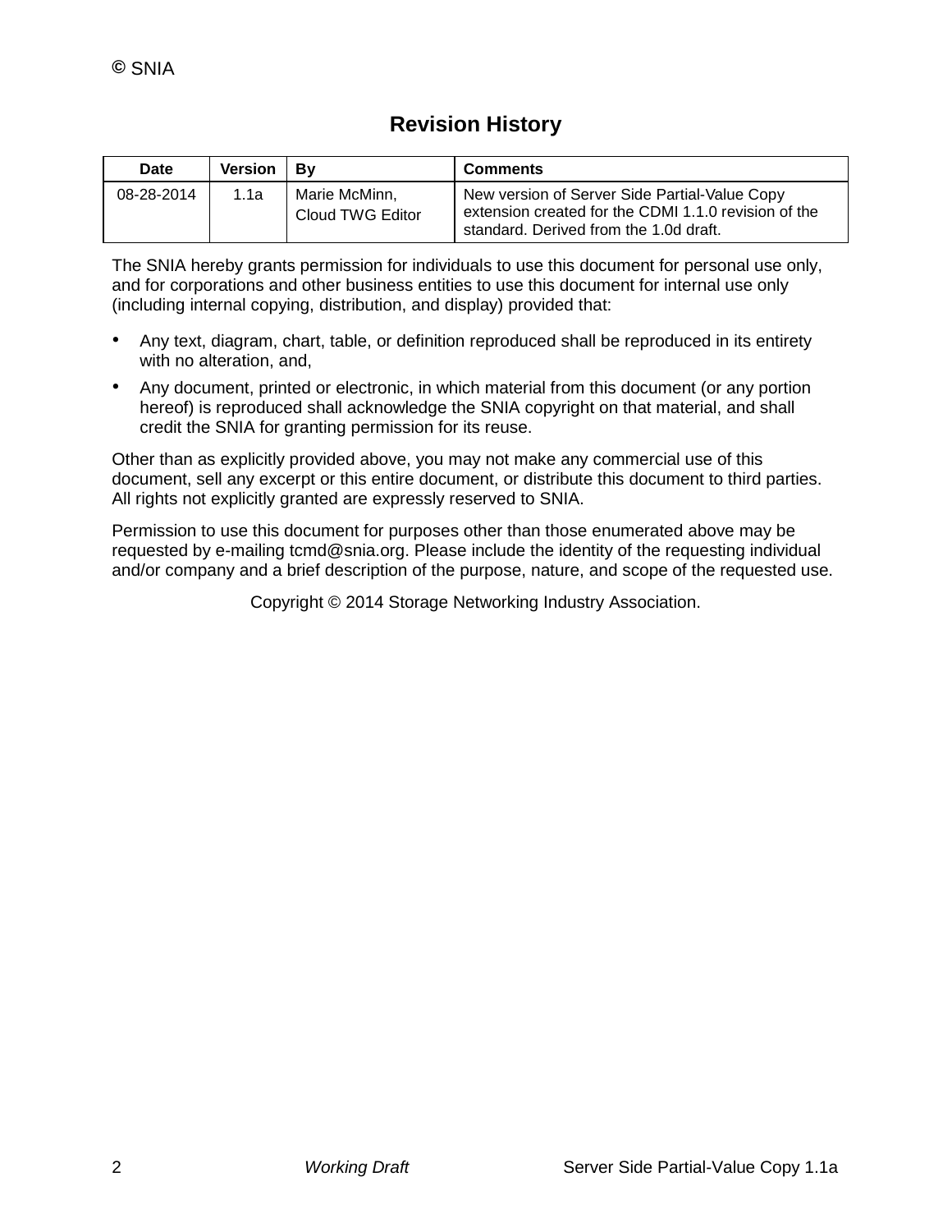# Revision History

| Date | Version | By | Comments |
| --- | --- | --- | --- |
| 08-28-2014 | 1.1a | Marie McMinn, Cloud TWG Editor | New version of Server Side Partial-Value Copy extension created for the CDMI 1.1.0 revision of the standard. Derived from the 1.0d draft. |

The SNIA hereby grants permission for individuals to use this document for personal use only, and for corporations and other business entities to use this document for internal use only (including internal copying, distribution, and display) provided that:

- Any text, diagram, chart, table, or definition reproduced shall be reproduced in its entirety with no alteration, and,
- Any document, printed or electronic, in which material from this document (or any portion hereof) is reproduced shall acknowledge the SNIA copyright on that material, and shall credit the SNIA for granting permission for its reuse.

Other than as explicitly provided above, you may not make any commercial use of this document, sell any excerpt or this entire document, or distribute this document to third parties. All rights not explicitly granted are expressly reserved to SNIA.

Permission to use this document for purposes other than those enumerated above may be requested by e-mailing tcmd@snia.org. Please include the identity of the requesting individual and/or company and a brief description of the purpose, nature, and scope of the requested use.

Copyright © 2014 Storage Networking Industry Association.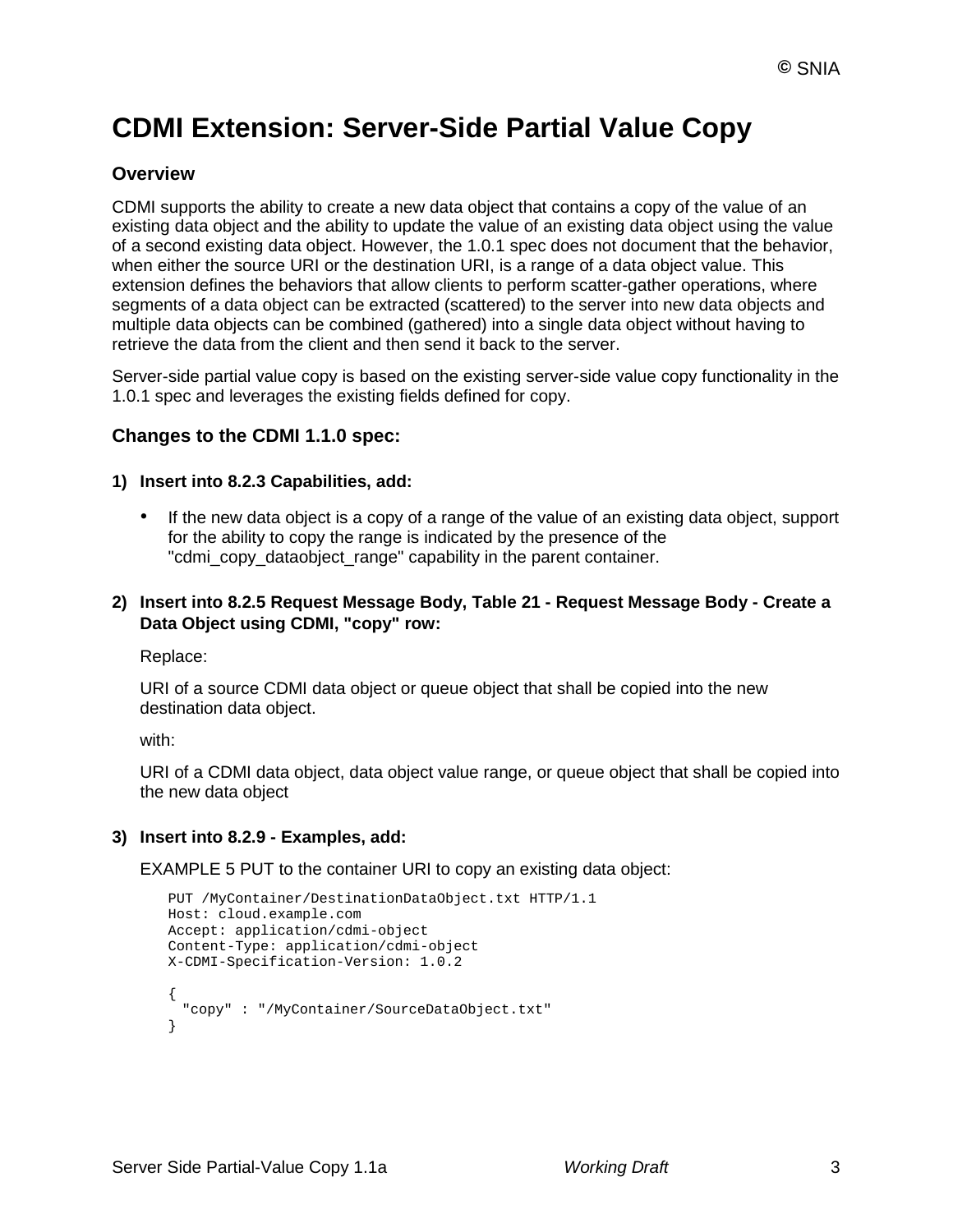# CDMI Extension: Server-Side Partial Value Copy

## Overview

CDMI supports the ability to create a new data object that contains a copy of the value of an existing data object and the ability to update the value of an existing data object using the value of a second existing data object. However, the 1.0.1 spec does not document that the behavior, when either the source URI or the destination URI, is a range of a data object value. This extension defines the behaviors that allow clients to perform scatter-gather operations, where segments of a data object can be extracted (scattered) to the server into new data objects and multiple data objects can be combined (gathered) into a single data object without having to retrieve the data from the client and then send it back to the server.

Server-side partial value copy is based on the existing server-side value copy functionality in the 1.0.1 spec and leverages the existing fields defined for copy.

## Changes to the CDMI 1.1.0 spec:

**1) Insert into 8.2.3 Capabilities, add:**

- If the new data object is a copy of a range of the value of an existing data object, support for the ability to copy the range is indicated by the presence of the "cdmi_copy_dataobject_range" capability in the parent container.

**2) Insert into 8.2.5 Request Message Body, Table 21 - Request Message Body - Create a Data Object using CDMI, "copy" row:**

Replace:

URI of a source CDMI data object or queue object that shall be copied into the new destination data object.

with:

URI of a CDMI data object, data object value range, or queue object that shall be copied into the new data object

**3) Insert into 8.2.9 - Examples, add:**

EXAMPLE 5 PUT to the container URI to copy an existing data object:

```
PUT /MyContainer/DestinationDataObject.txt HTTP/1.1
Host: cloud.example.com
Accept: application/cdmi-object
Content-Type: application/cdmi-object
X-CDMI-Specification-Version: 1.0.2

{
  "copy" : "/MyContainer/SourceDataObject.txt"
}
```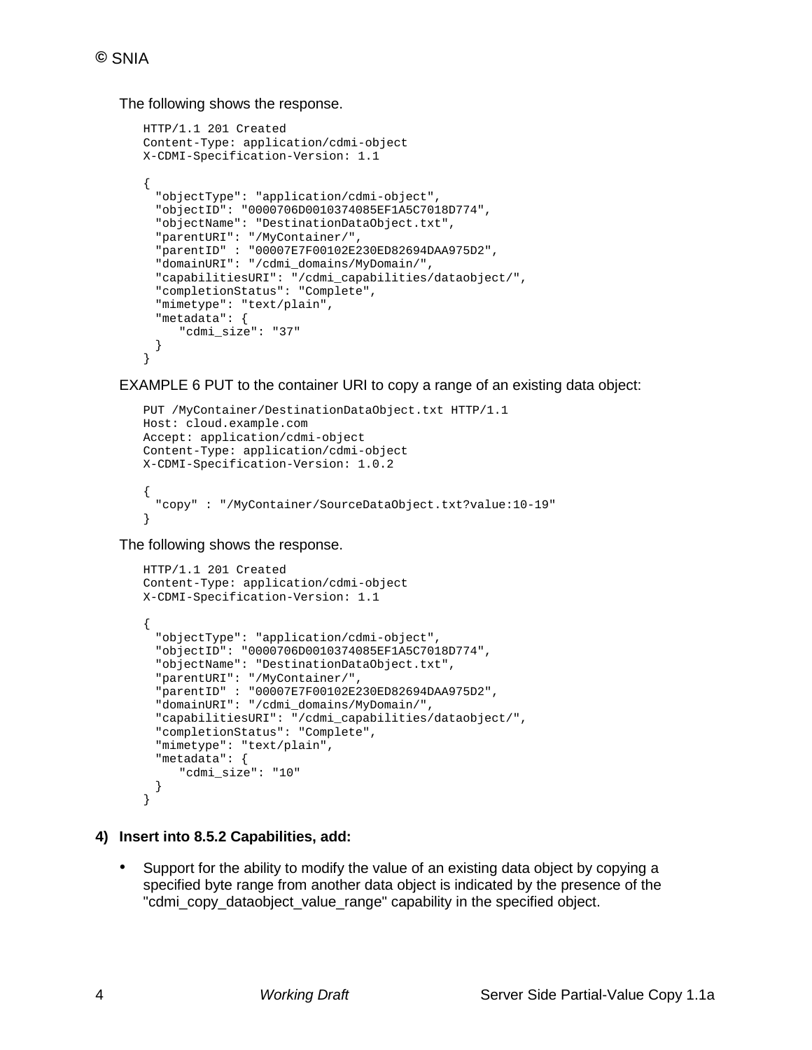The following shows the response.

```
HTTP/1.1 201 Created
Content-Type: application/cdmi-object
X-CDMI-Specification-Version: 1.1

{
  "objectType": "application/cdmi-object",
  "objectID": "0000706D0010374085EF1A5C7018D774",
  "objectName": "DestinationDataObject.txt",
  "parentURI": "/MyContainer/",
  "parentID" : "00007E7F00102E230ED82694DAA975D2",
  "domainURI": "/cdmi_domains/MyDomain/",
  "capabilitiesURI": "/cdmi_capabilities/dataobject/",
  "completionStatus": "Complete",
  "mimetype": "text/plain",
  "metadata": {
     "cdmi_size": "37"
  }
}
```

EXAMPLE 6 PUT to the container URI to copy a range of an existing data object:

```
PUT /MyContainer/DestinationDataObject.txt HTTP/1.1
Host: cloud.example.com
Accept: application/cdmi-object
Content-Type: application/cdmi-object
X-CDMI-Specification-Version: 1.0.2

{
  "copy" : "/MyContainer/SourceDataObject.txt?value:10-19"
}
```

The following shows the response.

```
HTTP/1.1 201 Created
Content-Type: application/cdmi-object
X-CDMI-Specification-Version: 1.1

{
  "objectType": "application/cdmi-object",
  "objectID": "0000706D0010374085EF1A5C7018D774",
  "objectName": "DestinationDataObject.txt",
  "parentURI": "/MyContainer/",
  "parentID" : "00007E7F00102E230ED82694DAA975D2",
  "domainURI": "/cdmi_domains/MyDomain/",
  "capabilitiesURI": "/cdmi_capabilities/dataobject/",
  "completionStatus": "Complete",
  "mimetype": "text/plain",
  "metadata": {
     "cdmi_size": "10"
  }
}
```

**4) Insert into 8.5.2 Capabilities, add:**

- Support for the ability to modify the value of an existing data object by copying a specified byte range from another data object is indicated by the presence of the "cdmi_copy_dataobject_value_range" capability in the specified object.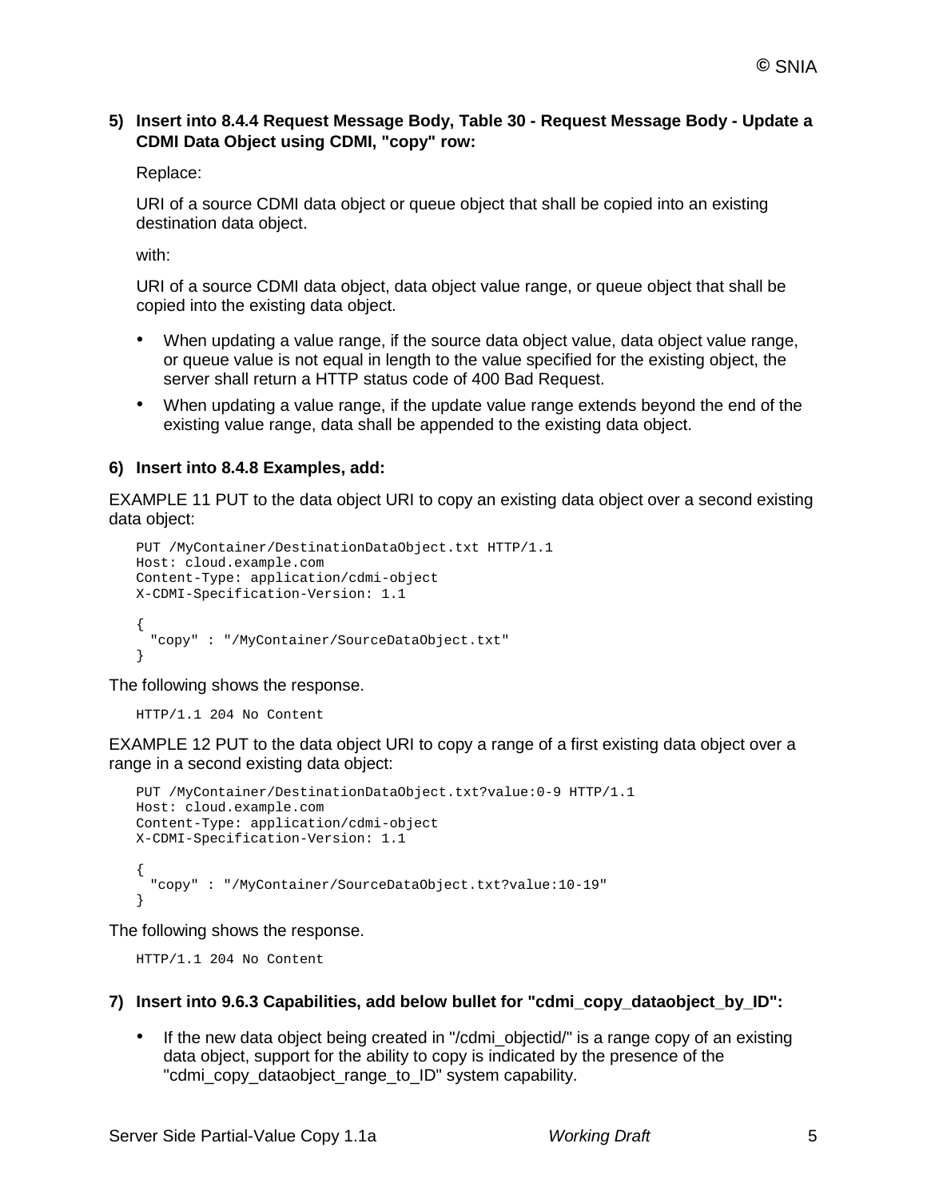5) **Insert into 8.4.4 Request Message Body, Table 30 - Request Message Body - Update a CDMI Data Object using CDMI, "copy" row:**

Replace:

URI of a source CDMI data object or queue object that shall be copied into an existing destination data object.

with:

URI of a source CDMI data object, data object value range, or queue object that shall be copied into the existing data object.

- When updating a value range, if the source data object value, data object value range, or queue value is not equal in length to the value specified for the existing object, the server shall return a HTTP status code of 400 Bad Request.
- When updating a value range, if the update value range extends beyond the end of the existing value range, data shall be appended to the existing data object.

6) **Insert into 8.4.8 Examples, add:**

EXAMPLE 11 PUT to the data object URI to copy an existing data object over a second existing data object:

```
PUT /MyContainer/DestinationDataObject.txt HTTP/1.1
Host: cloud.example.com
Content-Type: application/cdmi-object
X-CDMI-Specification-Version: 1.1

{
  "copy" : "/MyContainer/SourceDataObject.txt"
}
```

The following shows the response.

```
HTTP/1.1 204 No Content
```

EXAMPLE 12 PUT to the data object URI to copy a range of a first existing data object over a range in a second existing data object:

```
PUT /MyContainer/DestinationDataObject.txt?value:0-9 HTTP/1.1
Host: cloud.example.com
Content-Type: application/cdmi-object
X-CDMI-Specification-Version: 1.1

{
  "copy" : "/MyContainer/SourceDataObject.txt?value:10-19"
}
```

The following shows the response.

```
HTTP/1.1 204 No Content
```

7) **Insert into 9.6.3 Capabilities, add below bullet for "cdmi_copy_dataobject_by_ID":**

- If the new data object being created in "/cdmi_objectid/" is a range copy of an existing data object, support for the ability to copy is indicated by the presence of the "cdmi_copy_dataobject_range_to_ID" system capability.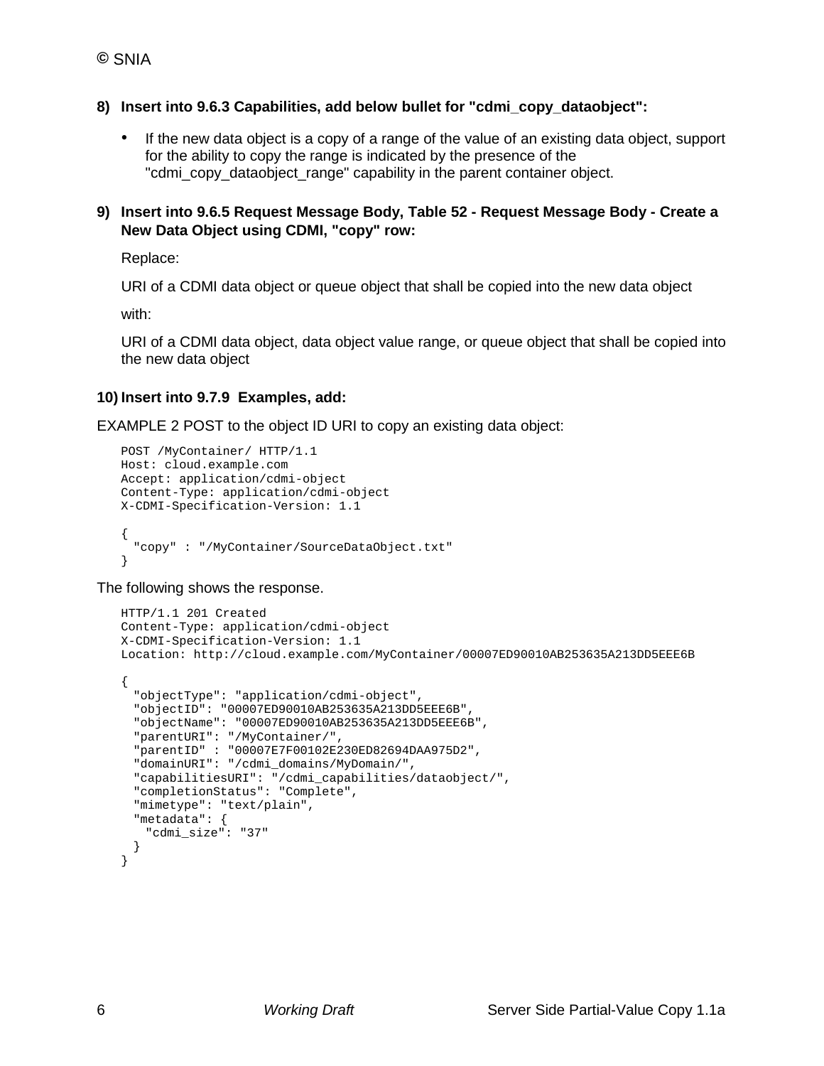8) **Insert into 9.6.3 Capabilities, add below bullet for "cdmi_copy_dataobject":**

- If the new data object is a copy of a range of the value of an existing data object, support for the ability to copy the range is indicated by the presence of the "cdmi_copy_dataobject_range" capability in the parent container object.

9) **Insert into 9.6.5 Request Message Body, Table 52 - Request Message Body - Create a New Data Object using CDMI, "copy" row:**

Replace:

URI of a CDMI data object or queue object that shall be copied into the new data object

with:

URI of a CDMI data object, data object value range, or queue object that shall be copied into the new data object

10) **Insert into 9.7.9 Examples, add:**

EXAMPLE 2 POST to the object ID URI to copy an existing data object:

```
POST /MyContainer/ HTTP/1.1
Host: cloud.example.com
Accept: application/cdmi-object
Content-Type: application/cdmi-object
X-CDMI-Specification-Version: 1.1

{
  "copy" : "/MyContainer/SourceDataObject.txt"
}
```

The following shows the response.

```
HTTP/1.1 201 Created
Content-Type: application/cdmi-object
X-CDMI-Specification-Version: 1.1
Location: http://cloud.example.com/MyContainer/00007ED90010AB253635A213DD5EEE6B

{
  "objectType": "application/cdmi-object",
  "objectID": "00007ED90010AB253635A213DD5EEE6B",
  "objectName": "00007ED90010AB253635A213DD5EEE6B",
  "parentURI": "/MyContainer/",
  "parentID" : "00007E7F00102E230ED82694DAA975D2",
  "domainURI": "/cdmi_domains/MyDomain/",
  "capabilitiesURI": "/cdmi_capabilities/dataobject/",
  "completionStatus": "Complete",
  "mimetype": "text/plain",
  "metadata": {
    "cdmi_size": "37"
  }
}
```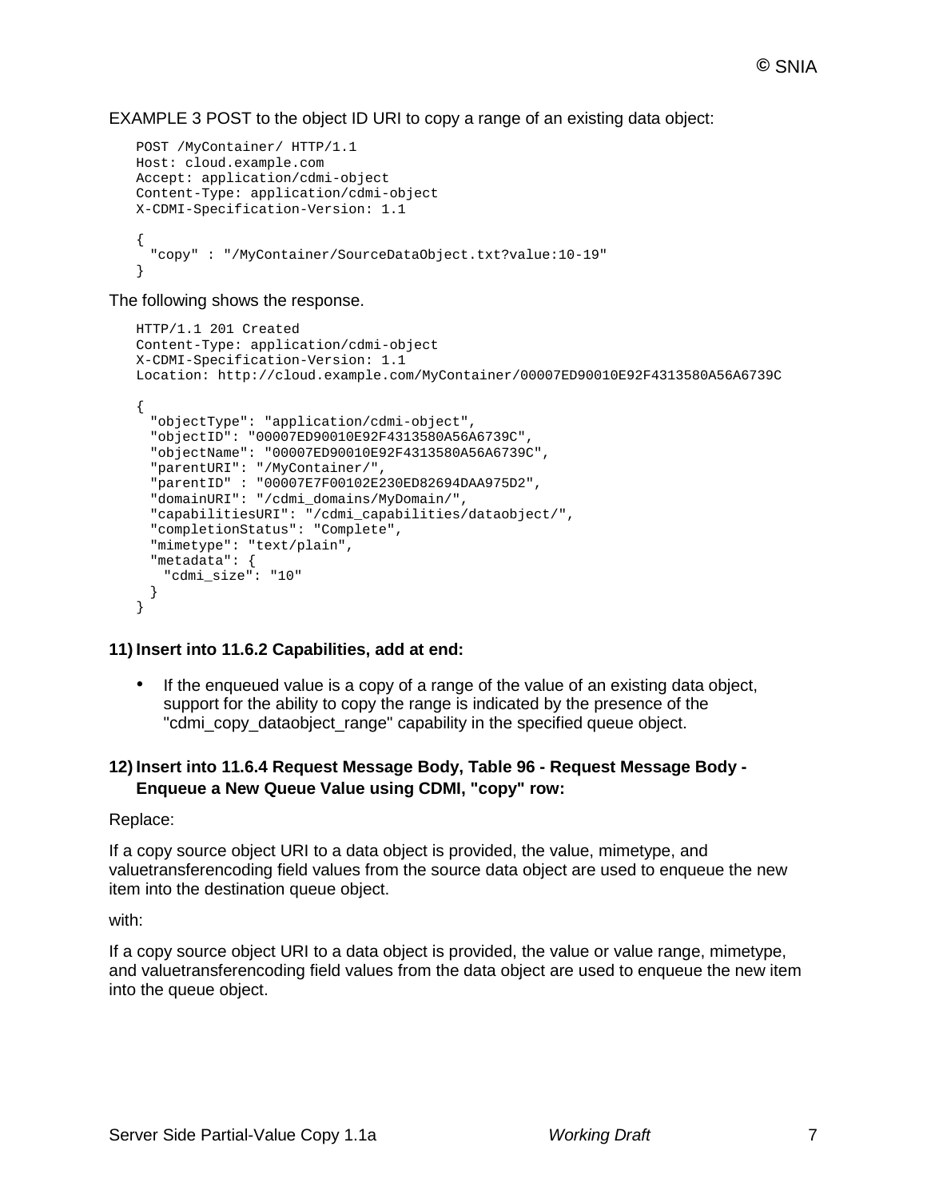EXAMPLE 3 POST to the object ID URI to copy a range of an existing data object:

```
POST /MyContainer/ HTTP/1.1
Host: cloud.example.com
Accept: application/cdmi-object
Content-Type: application/cdmi-object
X-CDMI-Specification-Version: 1.1

{
  "copy" : "/MyContainer/SourceDataObject.txt?value:10-19"
}
```

The following shows the response.

```
HTTP/1.1 201 Created
Content-Type: application/cdmi-object
X-CDMI-Specification-Version: 1.1
Location: http://cloud.example.com/MyContainer/00007ED90010E92F4313580A56A6739C

{
  "objectType": "application/cdmi-object",
  "objectID": "00007ED90010E92F4313580A56A6739C",
  "objectName": "00007ED90010E92F4313580A56A6739C",
  "parentURI": "/MyContainer/",
  "parentID" : "00007E7F00102E230ED82694DAA975D2",
  "domainURI": "/cdmi_domains/MyDomain/",
  "capabilitiesURI": "/cdmi_capabilities/dataobject/",
  "completionStatus": "Complete",
  "mimetype": "text/plain",
  "metadata": {
    "cdmi_size": "10"
  }
}
```

**11) Insert into 11.6.2 Capabilities, add at end:**

- If the enqueued value is a copy of a range of the value of an existing data object, support for the ability to copy the range is indicated by the presence of the "cdmi_copy_dataobject_range" capability in the specified queue object.

**12) Insert into 11.6.4 Request Message Body, Table 96 - Request Message Body - Enqueue a New Queue Value using CDMI, "copy" row:**

Replace:

If a copy source object URI to a data object is provided, the value, mimetype, and valuetransferencoding field values from the source data object are used to enqueue the new item into the destination queue object.

with:

If a copy source object URI to a data object is provided, the value or value range, mimetype, and valuetransferencoding field values from the data object are used to enqueue the new item into the queue object.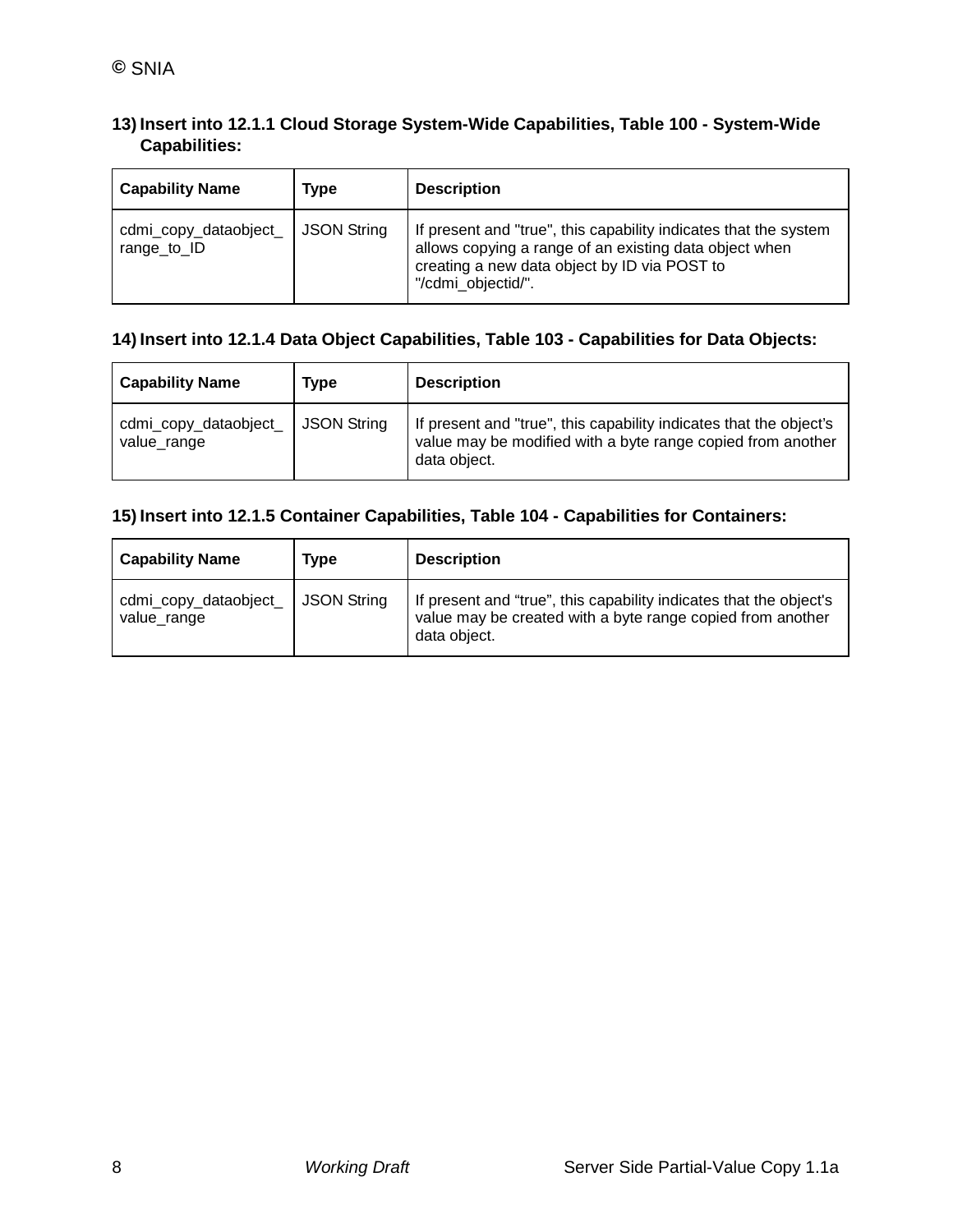**13) Insert into 12.1.1 Cloud Storage System-Wide Capabilities, Table 100 - System-Wide Capabilities:**

| Capability Name | Type | Description |
|---|---|---|
| cdmi_copy_dataobject_range_to_ID | JSON String | If present and "true", this capability indicates that the system allows copying a range of an existing data object when creating a new data object by ID via POST to "/cdmi_objectid/". |

**14) Insert into 12.1.4 Data Object Capabilities, Table 103 - Capabilities for Data Objects:**

| Capability Name | Type | Description |
|---|---|---|
| cdmi_copy_dataobject_value_range | JSON String | If present and "true", this capability indicates that the object's value may be modified with a byte range copied from another data object. |

**15) Insert into 12.1.5 Container Capabilities, Table 104 - Capabilities for Containers:**

| Capability Name | Type | Description |
|---|---|---|
| cdmi_copy_dataobject_value_range | JSON String | If present and "true", this capability indicates that the object's value may be created with a byte range copied from another data object. |